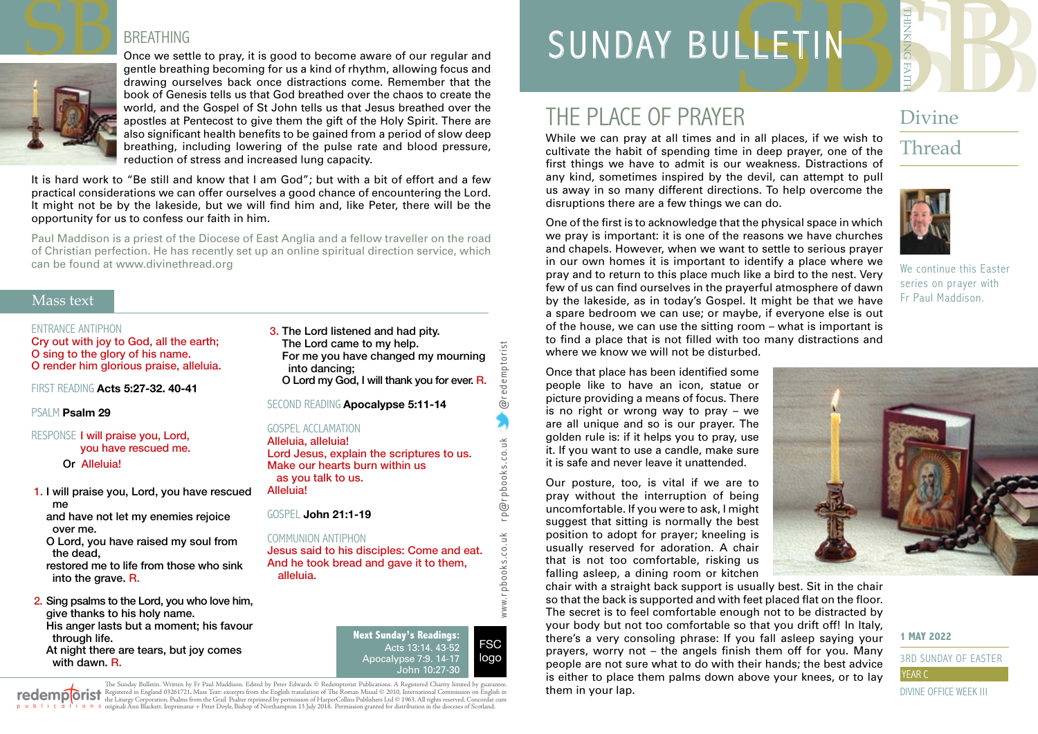# SUNDAY BULLETIN

THINKING FAITH

## THE PLACE OF PRAYER

### Divine Thread

We continue this Easter series on prayer with Fr Paul Maddison.

While we can pray at all times and in all places, if we wish to cultivate the habit of spending time in deep prayer, one of the first things we have to admit is our weakness. Distractions of any kind, sometimes inspired by the devil, can attempt to pull us away in so many different directions. To help overcome the disruptions there are a few things we can do.

One of the first is to acknowledge that the physical space in which we pray is important: it is one of the reasons we have churches and chapels. However, when we want to settle to serious prayer in our own homes it is important to identify a place where we pray and to return to this place much like a bird to the nest. Very few of us can find ourselves in the prayerful atmosphere of dawn by the lakeside, as in today's Gospel. It might be that we have a spare bedroom we can use; or maybe, if everyone else is out of the house, we can use the sitting room – what is important is to find a place that is not filled with too many distractions and where we know we will not be disturbed.

Once that place has been identified some people like to have an icon, statue or picture providing a means of focus. There is no right or wrong way to pray – we are all unique and so is our prayer. The golden rule is: if it helps you to pray, use it. If you want to use a candle, make sure it is safe and never leave it unattended.

Our posture, too, is vital if we are to pray without the interruption of being uncomfortable. If you were to ask, I might suggest that sitting is normally the best position to adopt for prayer; kneeling is usually reserved for adoration. A chair that is not too comfortable, risking us falling asleep, a dining room or kitchen chair with a straight back support is usually best. Sit in the chair so that the back is supported and with feet placed flat on the floor. The secret is to feel comfortable enough not to be distracted by your body but not too comfortable so that you drift off! In Italy, there's a very consoling phrase: If you fall asleep saying your prayers, worry not – the angels finish them off for you. Many people are not sure what to do with their hands; the best advice is either to place them palms down above your knees, or to lay them in your lap.

**1 MAY 2022**

3RD SUNDAY OF EASTER

YEAR C

DIVINE OFFICE WEEK III

## BREATHING

Once we settle to pray, it is good to become aware of our regular and gentle breathing becoming for us a kind of rhythm, allowing focus and drawing ourselves back once distractions come. Remember that the book of Genesis tells us that God breathed over the chaos to create the world, and the Gospel of St John tells us that Jesus breathed over the apostles at Pentecost to give them the gift of the Holy Spirit. There are also significant health benefits to be gained from a period of slow deep breathing, including lowering of the pulse rate and blood pressure, reduction of stress and increased lung capacity.

It is hard work to "Be still and know that I am God"; but with a bit of effort and a few practical considerations we can offer ourselves a good chance of encountering the Lord. It might not be by the lakeside, but we will find him and, like Peter, there will be the opportunity for us to confess our faith in him.

Paul Maddison is a priest of the Diocese of East Anglia and a fellow traveller on the road of Christian perfection. He has recently set up an online spiritual direction service, which can be found at www.divinethread.org

## Mass text

ENTRANCE ANTIPHON
Cry out with joy to God, all the earth;
O sing to the glory of his name.
O render him glorious praise, alleluia.

FIRST READING **Acts 5:27-32. 40-41**

PSALM **Psalm 29**

RESPONSE I will praise you, Lord,
you have rescued me.
Or Alleluia!

1. I will praise you, Lord, you have rescued me
and have not let my enemies rejoice over me.
O Lord, you have raised my soul from the dead,
restored me to life from those who sink into the grave. R.

2. Sing psalms to the Lord, you who love him,
give thanks to his holy name.
His anger lasts but a moment; his favour through life.
At night there are tears, but joy comes with dawn. R.

3. The Lord listened and had pity.
The Lord came to my help.
For me you have changed my mourning into dancing;
O Lord my God, I will thank you for ever. R.

SECOND READING **Apocalypse 5:11-14**

GOSPEL ACCLAMATION
Alleluia, alleluia!
Lord Jesus, explain the scriptures to us.
Make our hearts burn within us
as you talk to us.
Alleluia!

GOSPEL **John 21:1-19**

COMMUNION ANTIPHON
Jesus said to his disciples: Come and eat.
And he took bread and gave it to them,
alleluia.

**Next Sunday's Readings:**
Acts 13:14. 43-52
Apocalypse 7:9. 14-17
John 10:27-30

FSC logo

www.rpbooks.co.uk rp@rpbooks.co.uk @redemptorist

redemptorist publications

The Sunday Bulletin. Written by Fr Paul Maddison. Edited by Peter Edwards © Redemptorist Publications. A Registered Charity limited by guarantee. Registered in England 03261721. Mass Text: excerpts from the English translation of The Roman Missal © 2010, International Commission on English in the Liturgy Corporation. Psalms from the Grail Psalter reprinted by permission of HarperCollins Publishers Ltd © 1963. All rights reserved. Concordat cum originali Ann Blackett. Imprimatur + Peter Doyle, Bishop of Northampton 13 July 2018. Permission granted for distribution in the dioceses of Scotland.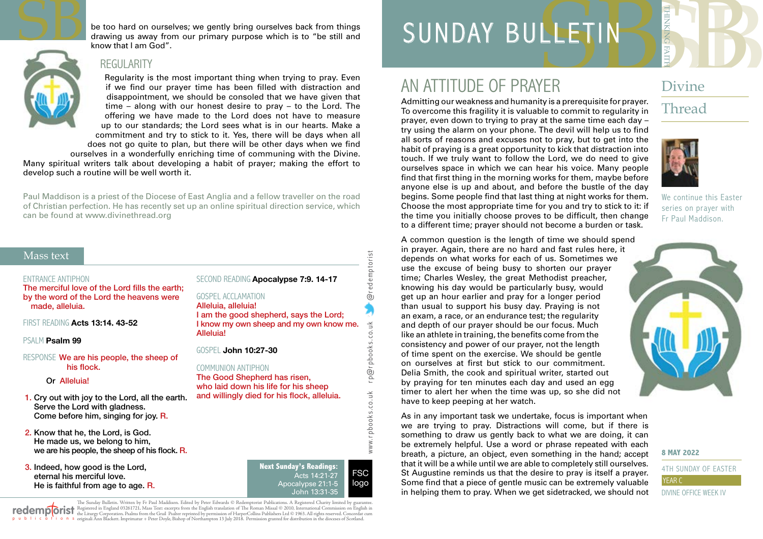# SUNDAY BULLETIN

THINKING FAITH

## Divine Thread

We continue this Easter series on prayer with Fr Paul Maddison.

**8 MAY 2022**

4TH SUNDAY OF EASTER

YEAR C

DIVINE OFFICE WEEK IV

## AN ATTITUDE OF PRAYER

Admitting our weakness and humanity is a prerequisite for prayer. To overcome this fragility it is valuable to commit to regularity in prayer, even down to trying to pray at the same time each day – try using the alarm on your phone. The devil will help us to find all sorts of reasons and excuses not to pray, but to get into the habit of praying is a great opportunity to kick that distraction into touch. If we truly want to follow the Lord, we do need to give ourselves space in which we can hear his voice. Many people find that first thing in the morning works for them, maybe before anyone else is up and about, and before the bustle of the day begins. Some people find that last thing at night works for them. Choose the most appropriate time for you and try to stick to it: if the time you initially choose proves to be difficult, then change to a different time; prayer should not become a burden or task.

A common question is the length of time we should spend in prayer. Again, there are no hard and fast rules here, it depends on what works for each of us. Sometimes we use the excuse of being busy to shorten our prayer time; Charles Wesley, the great Methodist preacher, knowing his day would be particularly busy, would get up an hour earlier and pray for a longer period than usual to support his busy day. Praying is not an exam, a race, or an endurance test; the regularity and depth of our prayer should be our focus. Much like an athlete in training, the benefits come from the consistency and power of our prayer, not the length of time spent on the exercise. We should be gentle on ourselves at first but stick to our commitment. Delia Smith, the cook and spiritual writer, started out by praying for ten minutes each day and used an egg timer to alert her when the time was up, so she did not have to keep peeping at her watch.

As in any important task we undertake, focus is important when we are trying to pray. Distractions will come, but if there is something to draw us gently back to what we are doing, it can be extremely helpful. Use a word or phrase repeated with each breath, a picture, an object, even something in the hand; accept that it will be a while until we are able to completely still ourselves. St Augustine reminds us that the desire to pray is itself a prayer. Some find that a piece of gentle music can be extremely valuable in helping them to pray. When we get sidetracked, we should not be too hard on ourselves; we gently bring ourselves back from things drawing us away from our primary purpose which is to "be still and know that I am God".

### REGULARITY

Regularity is the most important thing when trying to pray. Even if we find our prayer time has been filled with distraction and disappointment, we should be consoled that we have given that time – along with our honest desire to pray – to the Lord. The offering we have made to the Lord does not have to measure up to our standards; the Lord sees what is in our hearts. Make a commitment and try to stick to it. Yes, there will be days when all does not go quite to plan, but there will be other days when we find ourselves in a wonderfully enriching time of communing with the Divine. Many spiritual writers talk about developing a habit of prayer; making the effort to develop such a routine will be well worth it.

Paul Maddison is a priest of the Diocese of East Anglia and a fellow traveller on the road of Christian perfection. He has recently set up an online spiritual direction service, which can be found at www.divinethread.org

## Mass text

ENTRANCE ANTIPHON
The merciful love of the Lord fills the earth; by the word of the Lord the heavens were made, alleluia.

FIRST READING **Acts 13:14. 43-52**

PSALM **Psalm 99**

RESPONSE We are his people, the sheep of his flock.

Or Alleluia!

1. Cry out with joy to the Lord, all the earth.
Serve the Lord with gladness.
Come before him, singing for joy. R.

2. Know that he, the Lord, is God.
He made us, we belong to him,
we are his people, the sheep of his flock. R.

3. Indeed, how good is the Lord,
eternal his merciful love.
He is faithful from age to age. R.

SECOND READING **Apocalypse 7:9. 14-17**

GOSPEL ACCLAMATION
Alleluia, alleluia!
I am the good shepherd, says the Lord;
I know my own sheep and my own know me.
Alleluia!

GOSPEL **John 10:27-30**

COMMUNION ANTIPHON
The Good Shepherd has risen,
who laid down his life for his sheep
and willingly died for his flock, alleluia.

**Next Sunday's Readings:**
Acts 14:21-27
Apocalypse 21:1-5
John 13:31-35

FSC logo

www.rpbooks.co.uk rp@rpbooks.co.uk @redemptorist

redemptorist publications

The Sunday Bulletin. Written by Fr Paul Maddison. Edited by Peter Edwards © Redemptorist Publications. A Registered Charity limited by guarantee. Registered in England 03261721. Mass Text: excerpts from the English translation of The Roman Missal © 2010, International Commission on English in the Liturgy Corporation. Psalms from the Grail Psalter reprinted by permission of HarperCollins Publishers Ltd © 1963. All rights reserved. Concordat cum originali Ann Blackett. Imprimatur + Peter Doyle, Bishop of Northampton 13 July 2018. Permission granted for distribution in the dioceses of Scotland.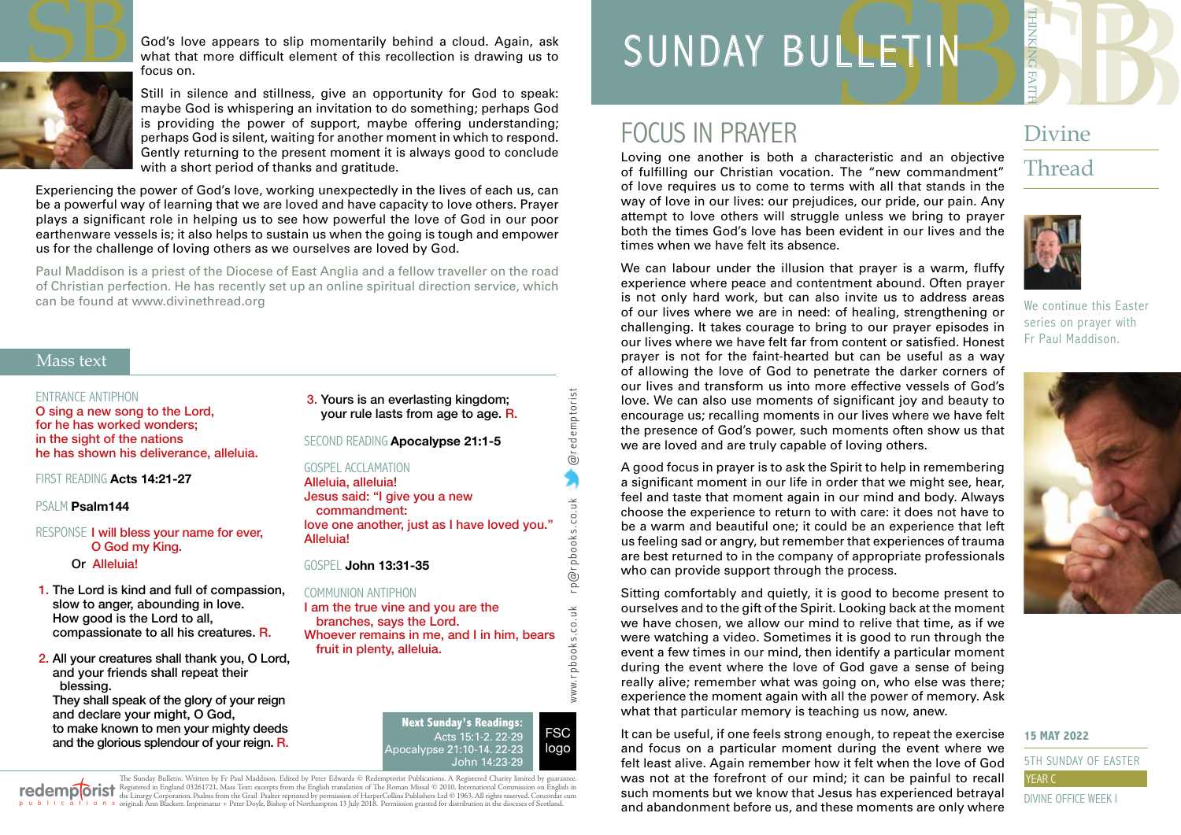God's love appears to slip momentarily behind a cloud. Again, ask what that more difficult element of this recollection is drawing us to focus on.

Still in silence and stillness, give an opportunity for God to speak: maybe God is whispering an invitation to do something; perhaps God is providing the power of support, maybe offering understanding; perhaps God is silent, waiting for another moment in which to respond. Gently returning to the present moment it is always good to conclude with a short period of thanks and gratitude.

Experiencing the power of God's love, working unexpectedly in the lives of each us, can be a powerful way of learning that we are loved and have capacity to love others. Prayer plays a significant role in helping us to see how powerful the love of God in our poor earthenware vessels is; it also helps to sustain us when the going is tough and empower us for the challenge of loving others as we ourselves are loved by God.

Paul Maddison is a priest of the Diocese of East Anglia and a fellow traveller on the road of Christian perfection. He has recently set up an online spiritual direction service, which can be found at www.divinethread.org

## Mass text

ENTRANCE ANTIPHON
O sing a new song to the Lord,
for he has worked wonders;
in the sight of the nations
he has shown his deliverance, alleluia.

FIRST READING **Acts 14:21-27**

PSALM **Psalm144**

RESPONSE I will bless your name for ever, O God my King.
Or Alleluia!

1. The Lord is kind and full of compassion, slow to anger, abounding in love. How good is the Lord to all, compassionate to all his creatures. R.
2. All your creatures shall thank you, O Lord, and your friends shall repeat their blessing. They shall speak of the glory of your reign and declare your might, O God, to make known to men your mighty deeds and the glorious splendour of your reign. R.
3. Yours is an everlasting kingdom; your rule lasts from age to age. R.

SECOND READING **Apocalypse 21:1-5**

GOSPEL ACCLAMATION
Alleluia, alleluia!
Jesus said: "I give you a new commandment:
love one another, just as I have loved you."
Alleluia!

GOSPEL **John 13:31-35**

COMMUNION ANTIPHON
I am the true vine and you are the branches, says the Lord.
Whoever remains in me, and I in him, bears fruit in plenty, alleluia.

**Next Sunday's Readings:**
Acts 15:1-2. 22-29
Apocalypse 21:10-14. 22-23
John 14:23-29

www.rpbooks.co.uk rp@rpbooks.co.uk @redemptorist

The Sunday Bulletin. Written by Fr Paul Maddison. Edited by Peter Edwards © Redemptorist Publications. A Registered Charity limited by guarantee. Registered in England 03261721. Mass Text: excerpts from the English translation of The Roman Missal © 2010, International Commission on English in the Liturgy Corporation. Psalms from the Grail Psalter reprinted by permission of HarperCollins Publishers Ltd © 1963. All rights reserved. Concordat cum originali Ann Blackett. Imprimatur + Peter Doyle, Bishop of Northampton 13 July 2018. Permission granted for distribution in the dioceses of Scotland.

# SUNDAY BULLETIN

THINKING FAITH

## Divine Thread

We continue this Easter series on prayer with Fr Paul Maddison.

**15 MAY 2022**
5TH SUNDAY OF EASTER
YEAR C
DIVINE OFFICE WEEK I

## FOCUS IN PRAYER

Loving one another is both a characteristic and an objective of fulfilling our Christian vocation. The "new commandment" of love requires us to come to terms with all that stands in the way of love in our lives: our prejudices, our pride, our pain. Any attempt to love others will struggle unless we bring to prayer both the times God's love has been evident in our lives and the times when we have felt its absence.

We can labour under the illusion that prayer is a warm, fluffy experience where peace and contentment abound. Often prayer is not only hard work, but can also invite us to address areas of our lives where we are in need: of healing, strengthening or challenging. It takes courage to bring to our prayer episodes in our lives where we have felt far from content or satisfied. Honest prayer is not for the faint-hearted but can be useful as a way of allowing the love of God to penetrate the darker corners of our lives and transform us into more effective vessels of God's love. We can also use moments of significant joy and beauty to encourage us; recalling moments in our lives where we have felt the presence of God's power, such moments often show us that we are loved and are truly capable of loving others.

A good focus in prayer is to ask the Spirit to help in remembering a significant moment in our life in order that we might see, hear, feel and taste that moment again in our mind and body. Always choose the experience to return to with care: it does not have to be a warm and beautiful one; it could be an experience that left us feeling sad or angry, but remember that experiences of trauma are best returned to in the company of appropriate professionals who can provide support through the process.

Sitting comfortably and quietly, it is good to become present to ourselves and to the gift of the Spirit. Looking back at the moment we have chosen, we allow our mind to relive that time, as if we were watching a video. Sometimes it is good to run through the event a few times in our mind, then identify a particular moment during the event where the love of God gave a sense of being really alive; remember what was going on, who else was there; experience the moment again with all the power of memory. Ask what that particular memory is teaching us now, anew.

It can be useful, if one feels strong enough, to repeat the exercise and focus on a particular moment during the event where we felt least alive. Again remember how it felt when the love of God was not at the forefront of our mind; it can be painful to recall such moments but we know that Jesus has experienced betrayal and abandonment before us, and these moments are only where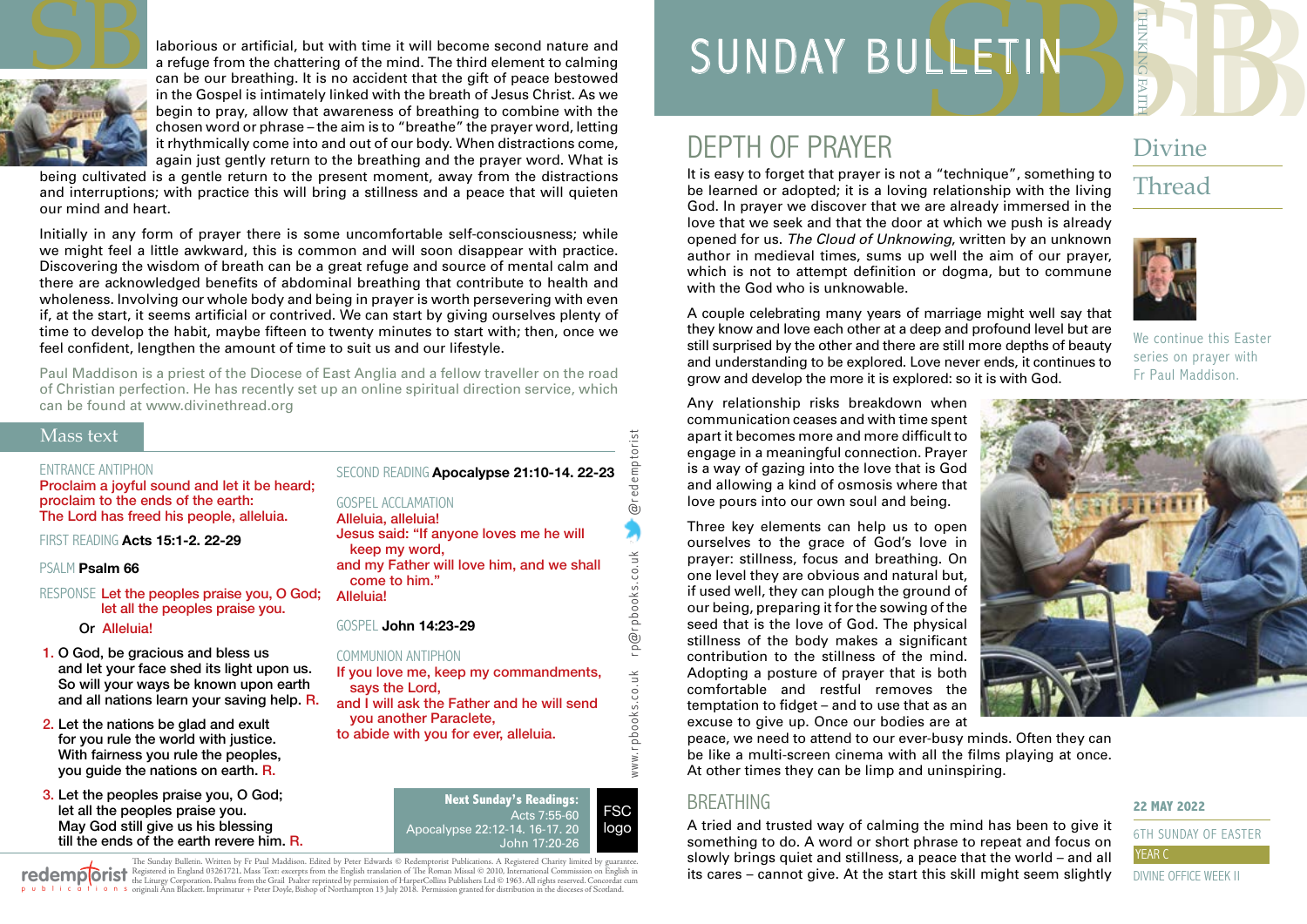# SUNDAY BULLETIN

THINKING FAITH

## DEPTH OF PRAYER

It is easy to forget that prayer is not a "technique", something to be learned or adopted; it is a loving relationship with the living God. In prayer we discover that we are already immersed in the love that we seek and that the door at which we push is already opened for us. *The Cloud of Unknowing*, written by an unknown author in medieval times, sums up well the aim of our prayer, which is not to attempt definition or dogma, but to commune with the God who is unknowable.

A couple celebrating many years of marriage might well say that they know and love each other at a deep and profound level but are still surprised by the other and there are still more depths of beauty and understanding to be explored. Love never ends, it continues to grow and develop the more it is explored: so it is with God.

Any relationship risks breakdown when communication ceases and with time spent apart it becomes more and more difficult to engage in a meaningful connection. Prayer is a way of gazing into the love that is God and allowing a kind of osmosis where that love pours into our own soul and being.

Three key elements can help us to open ourselves to the grace of God's love in prayer: stillness, focus and breathing. On one level they are obvious and natural but, if used well, they can plough the ground of our being, preparing it for the sowing of the seed that is the love of God. The physical stillness of the body makes a significant contribution to the stillness of the mind. Adopting a posture of prayer that is both comfortable and restful removes the temptation to fidget – and to use that as an excuse to give up. Once our bodies are at peace, we need to attend to our ever-busy minds. Often they can be like a multi-screen cinema with all the films playing at once. At other times they can be limp and uninspiring.

## BREATHING

A tried and trusted way of calming the mind has been to give it something to do. A word or short phrase to repeat and focus on slowly brings quiet and stillness, a peace that the world – and all its cares – cannot give. At the start this skill might seem slightly laborious or artificial, but with time it will become second nature and a refuge from the chattering of the mind. The third element to calming can be our breathing. It is no accident that the gift of peace bestowed in the Gospel is intimately linked with the breath of Jesus Christ. As we begin to pray, allow that awareness of breathing to combine with the chosen word or phrase – the aim is to "breathe" the prayer word, letting it rhythmically come into and out of our body. When distractions come, again just gently return to the breathing and the prayer word. What is being cultivated is a gentle return to the present moment, away from the distractions and interruptions; with practice this will bring a stillness and a peace that will quieten our mind and heart.

Initially in any form of prayer there is some uncomfortable self-consciousness; while we might feel a little awkward, this is common and will soon disappear with practice. Discovering the wisdom of breath can be a great refuge and source of mental calm and there are acknowledged benefits of abdominal breathing that contribute to health and wholeness. Involving our whole body and being in prayer is worth persevering with even if, at the start, it seems artificial or contrived. We can start by giving ourselves plenty of time to develop the habit, maybe fifteen to twenty minutes to start with; then, once we feel confident, lengthen the amount of time to suit us and our lifestyle.

Paul Maddison is a priest of the Diocese of East Anglia and a fellow traveller on the road of Christian perfection. He has recently set up an online spiritual direction service, which can be found at www.divinethread.org

## Divine Thread

We continue this Easter series on prayer with Fr Paul Maddison.

**22 MAY 2022**

6TH SUNDAY OF EASTER

YEAR C

DIVINE OFFICE WEEK II

## Mass text

ENTRANCE ANTIPHON
Proclaim a joyful sound and let it be heard;
proclaim to the ends of the earth:
The Lord has freed his people, alleluia.

FIRST READING **Acts 15:1-2. 22-29**

PSALM **Psalm 66**

RESPONSE Let the peoples praise you, O God;
let all the peoples praise you.
Or Alleluia!

1. O God, be gracious and bless us
and let your face shed its light upon us.
So will your ways be known upon earth
and all nations learn your saving help. R.

2. Let the nations be glad and exult
for you rule the world with justice.
With fairness you rule the peoples,
you guide the nations on earth. R.

3. Let the peoples praise you, O God;
let all the peoples praise you.
May God still give us his blessing
till the ends of the earth revere him. R.

SECOND READING **Apocalypse 21:10-14. 22-23**

GOSPEL ACCLAMATION
Alleluia, alleluia!
Jesus said: "If anyone loves me he will keep my word,
and my Father will love him, and we shall come to him."
Alleluia!

GOSPEL **John 14:23-29**

COMMUNION ANTIPHON
If you love me, keep my commandments,
says the Lord,
and I will ask the Father and he will send you another Paraclete,
to abide with you for ever, alleluia.

**Next Sunday's Readings:**
Acts 7:55-60
Apocalypse 22:12-14. 16-17. 20
John 17:20-26

www.rpbooks.co.uk rp@rpbooks.co.uk @redemptorist

The Sunday Bulletin. Written by Fr Paul Maddison. Edited by Peter Edwards © Redemptorist Publications. A Registered Charity limited by guarantee. Registered in England 03261721. Mass Text: excerpts from the English translation of The Roman Missal © 2010, International Commission on English in the Liturgy Corporation. Psalms from the Grail Psalter reprinted by permission of HarperCollins Publishers Ltd © 1963. All rights reserved. Concordat cum originali Ann Blackett. Imprimatur + Peter Doyle, Bishop of Northampton 13 July 2018. Permission granted for distribution in the dioceses of Scotland.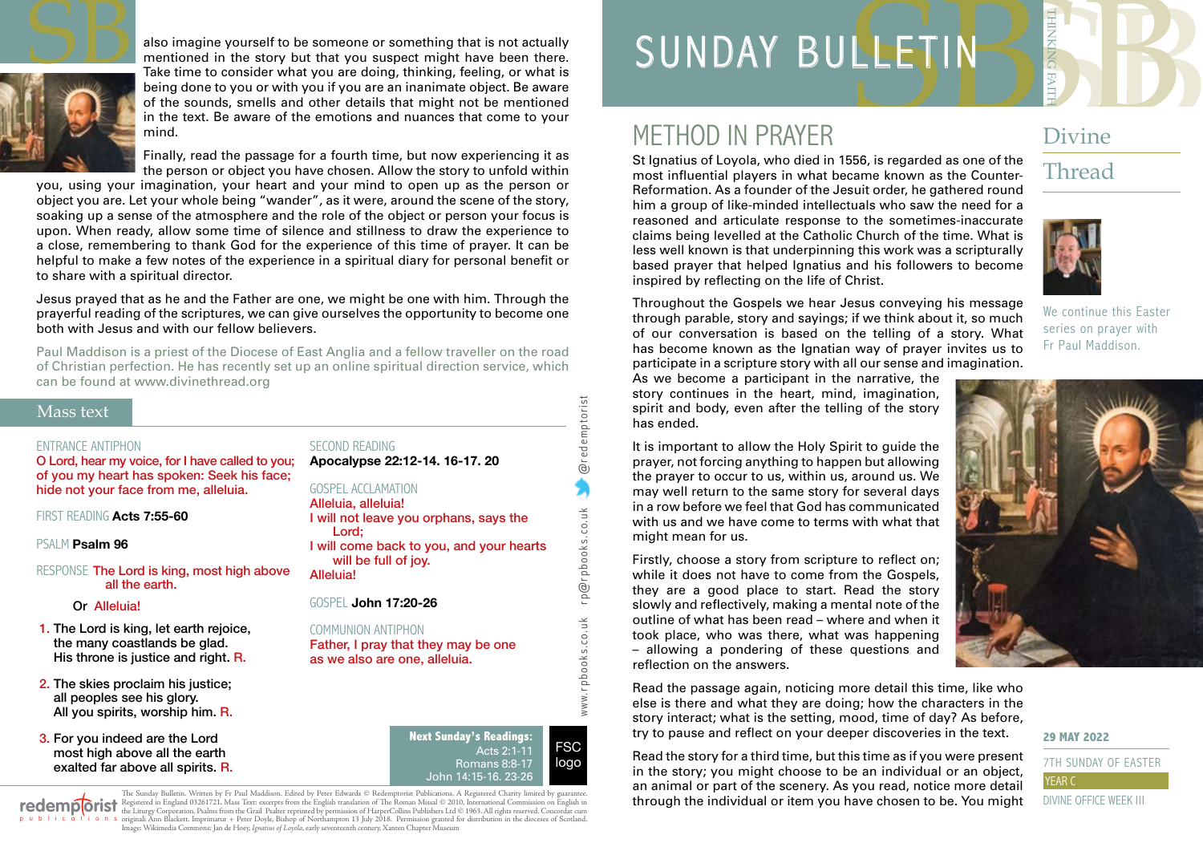# SUNDAY BULLETIN

THINKING FAITH

## Divine Thread

We continue this Easter series on prayer with Fr Paul Maddison.

## METHOD IN PRAYER

St Ignatius of Loyola, who died in 1556, is regarded as one of the most influential players in what became known as the Counter-Reformation. As a founder of the Jesuit order, he gathered round him a group of like-minded intellectuals who saw the need for a reasoned and articulate response to the sometimes-inaccurate claims being levelled at the Catholic Church of the time. What is less well known is that underpinning this work was a scripturally based prayer that helped Ignatius and his followers to become inspired by reflecting on the life of Christ.

Throughout the Gospels we hear Jesus conveying his message through parable, story and sayings; if we think about it, so much of our conversation is based on the telling of a story. What has become known as the Ignatian way of prayer invites us to participate in a scripture story with all our sense and imagination. As we become a participant in the narrative, the story continues in the heart, mind, imagination, spirit and body, even after the telling of the story has ended.

It is important to allow the Holy Spirit to guide the prayer, not forcing anything to happen but allowing the prayer to occur to us, within us, around us. We may well return to the same story for several days in a row before we feel that God has communicated with us and we have come to terms with what that might mean for us.

Firstly, choose a story from scripture to reflect on; while it does not have to come from the Gospels, they are a good place to start. Read the story slowly and reflectively, making a mental note of the outline of what has been read – where and when it took place, who was there, what was happening – allowing a pondering of these questions and reflection on the answers.

Read the passage again, noticing more detail this time, like who else is there and what they are doing; how the characters in the story interact; what is the setting, mood, time of day? As before, try to pause and reflect on your deeper discoveries in the text.

Read the story for a third time, but this time as if you were present in the story; you might choose to be an individual or an object, an animal or part of the scenery. As you read, notice more detail through the individual or item you have chosen to be. You might also imagine yourself to be someone or something that is not actually mentioned in the story but that you suspect might have been there. Take time to consider what you are doing, thinking, feeling, or what is being done to you or with you if you are an inanimate object. Be aware of the sounds, smells and other details that might not be mentioned in the text. Be aware of the emotions and nuances that come to your mind.

Finally, read the passage for a fourth time, but now experiencing it as the person or object you have chosen. Allow the story to unfold within you, using your imagination, your heart and your mind to open up as the person or object you are. Let your whole being "wander", as it were, around the scene of the story, soaking up a sense of the atmosphere and the role of the object or person your focus is upon. When ready, allow some time of silence and stillness to draw the experience to a close, remembering to thank God for the experience of this time of prayer. It can be helpful to make a few notes of the experience in a spiritual diary for personal benefit or to share with a spiritual director.

Jesus prayed that as he and the Father are one, we might be one with him. Through the prayerful reading of the scriptures, we can give ourselves the opportunity to become one both with Jesus and with our fellow believers.

Paul Maddison is a priest of the Diocese of East Anglia and a fellow traveller on the road of Christian perfection. He has recently set up an online spiritual direction service, which can be found at www.divinethread.org

**29 MAY 2022**

7TH SUNDAY OF EASTER
YEAR C
DIVINE OFFICE WEEK III

## Mass text

ENTRANCE ANTIPHON
O Lord, hear my voice, for I have called to you; of you my heart has spoken: Seek his face; hide not your face from me, alleluia.

FIRST READING **Acts 7:55-60**

PSALM **Psalm 96**

RESPONSE The Lord is king, most high above all the earth.

Or Alleluia!

1. The Lord is king, let earth rejoice, the many coastlands be glad. His throne is justice and right. R.
2. The skies proclaim his justice; all peoples see his glory. All you spirits, worship him. R.
3. For you indeed are the Lord most high above all the earth exalted far above all spirits. R.

SECOND READING
**Apocalypse 22:12-14. 16-17. 20**

GOSPEL ACCLAMATION
Alleluia, alleluia!
I will not leave you orphans, says the Lord;
I will come back to you, and your hearts will be full of joy.
Alleluia!

GOSPEL **John 17:20-26**

COMMUNION ANTIPHON
Father, I pray that they may be one as we also are one, alleluia.

**Next Sunday's Readings:**
Acts 2:1-11
Romans 8:8-17
John 14:15-16. 23-26

FSC logo

www.rpbooks.co.uk rp@rpbooks.co.uk @redemptorist

redemptorist publications

The Sunday Bulletin. Written by Fr Paul Maddison. Edited by Peter Edwards © Redemptorist Publications. A Registered Charity limited by guarantee. Registered in England 03261721. Mass Text: excerpts from the English translation of The Roman Missal © 2010, International Commission on English in the Liturgy Corporation. Psalms from the Grail Psalter reprinted by permission of HarperCollins Publishers Ltd © 1963. All rights reserved. Concordat cum originali Ann Blackett. Imprimatur + Peter Doyle, Bishop of Northampton 13 July 2018. Permission granted for distribution in the dioceses of Scotland. Image: Wikimedia Commons: Jan de Hoey, *Ignatius of Loyola*, early seventeenth century, Xanten Chapter Museum